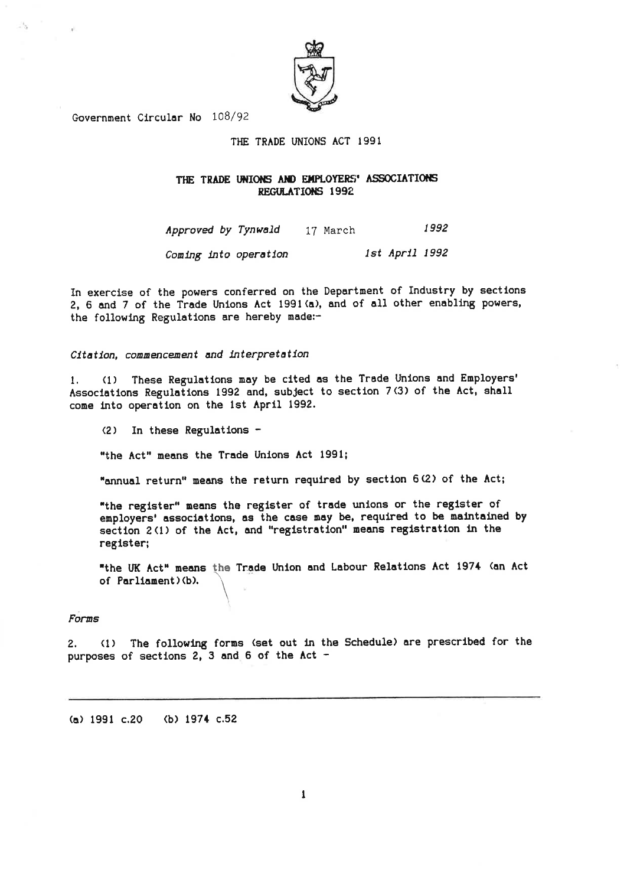Government Circular No 108/92

THE TRADE UNIONS ACT 1991

# THE TRADE UNIONS AND EMPLOYERS' ASSOCIATIONS REGULATIONS 1992

*Approved by Tynwald* 17 March *1992*

*Coming into operation* *1st April 1992*

In exercise of the powers conferred on the Department of Industry by sections 2, 6 and 7 of the Trade Unions Act 1991(a), and of all other enabling powers, the following Regulations are hereby made:-

*Citation, commencement and interpretation*

1. (1) These Regulations may be cited as the Trade Unions and Employers' Associations Regulations 1992 and, subject to section 7(3) of the Act, shall come into operation on the 1st April 1992.

(2) In these Regulations -

"the Act" means the Trade Unions Act 1991;

"annual return" means the return required by section 6(2) of the Act;

"the register" means the register of trade unions or the register of employers' associations, as the case may be, required to be maintained by section 2(1) of the Act, and "registration" means registration in the register;

"the UK Act" means the Trade Union and Labour Relations Act 1974 (an Act of Parliament)(b).

*Forms*

2. (1) The following forms (set out in the Schedule) are prescribed for the purposes of sections 2, 3 and 6 of the Act -

---

(a) 1991 c.20 (b) 1974 c.52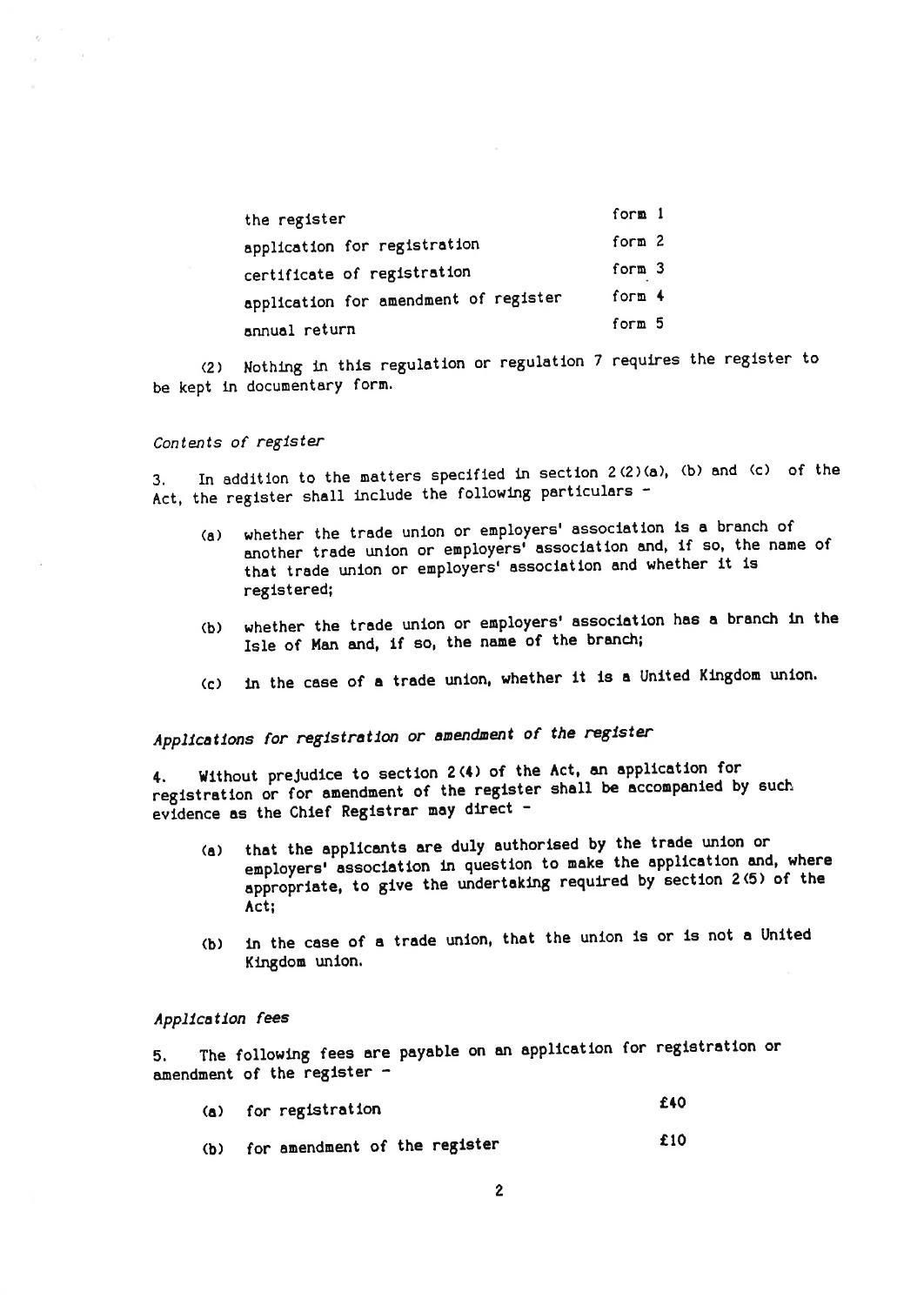| | |
|---|---|
| the register | form 1 |
| application for registration | form 2 |
| certificate of registration | form 3 |
| application for amendment of register | form 4 |
| annual return | form 5 |

(2) Nothing in this regulation or regulation 7 requires the register to be kept in documentary form.

*Contents of register*

3. In addition to the matters specified in section 2(2)(a), (b) and (c) of the Act, the register shall include the following particulars -

- (a) whether the trade union or employers' association is a branch of another trade union or employers' association and, if so, the name of that trade union or employers' association and whether it is registered;
- (b) whether the trade union or employers' association has a branch in the Isle of Man and, if so, the name of the branch;
- (c) in the case of a trade union, whether it is a United Kingdom union.

*Applications for registration or amendment of the register*

4. Without prejudice to section 2(4) of the Act, an application for registration or for amendment of the register shall be accompanied by such evidence as the Chief Registrar may direct -

- (a) that the applicants are duly authorised by the trade union or employers' association in question to make the application and, where appropriate, to give the undertaking required by section 2(5) of the Act;
- (b) in the case of a trade union, that the union is or is not a United Kingdom union.

*Application fees*

5. The following fees are payable on an application for registration or amendment of the register -

| | | |
|---|---|---|
| (a) | for registration | £40 |
| (b) | for amendment of the register | £10 |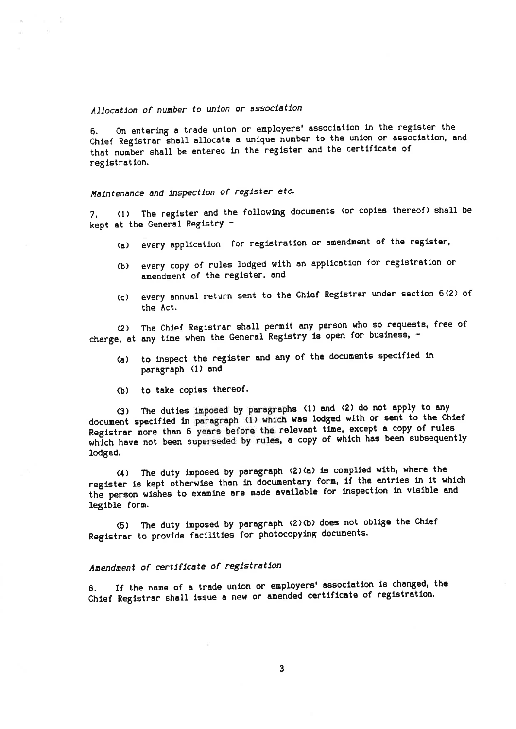*Allocation of number to union or association*

6. On entering a trade union or employers' association in the register the Chief Registrar shall allocate a unique number to the union or association, and that number shall be entered in the register and the certificate of registration.

*Maintenance and inspection of register etc.*

7. (1) The register and the following documents (or copies thereof) shall be kept at the General Registry -

(a) every application for registration or amendment of the register,

(b) every copy of rules lodged with an application for registration or amendment of the register, and

(c) every annual return sent to the Chief Registrar under section 6(2) of the Act.

(2) The Chief Registrar shall permit any person who so requests, free of charge, at any time when the General Registry is open for business, -

(a) to inspect the register and any of the documents specified in paragraph (1) and

(b) to take copies thereof.

(3) The duties imposed by paragraphs (1) and (2) do not apply to any document specified in paragraph (1) which was lodged with or sent to the Chief Registrar more than 6 years before the relevant time, except a copy of rules which have not been superseded by rules, a copy of which has been subsequently lodged.

(4) The duty imposed by paragraph (2)(a) is complied with, where the register is kept otherwise than in documentary form, if the entries in it which the person wishes to examine are made available for inspection in visible and legible form.

(5) The duty imposed by paragraph (2)(b) does not oblige the Chief Registrar to provide facilities for photocopying documents.

*Amendment of certificate of registration*

8. If the name of a trade union or employers' association is changed, the Chief Registrar shall issue a new or amended certificate of registration.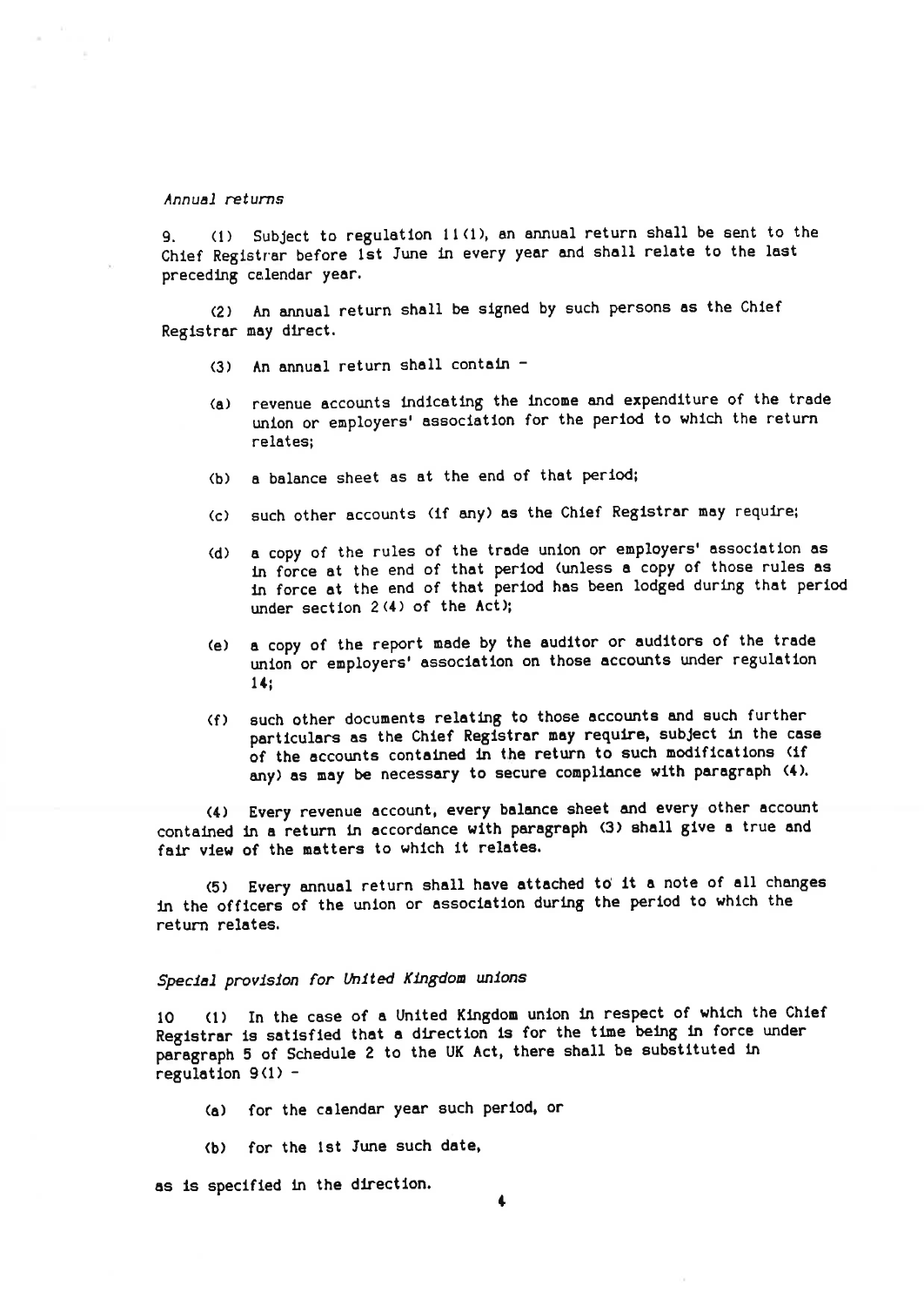*Annual returns*

9. (1) Subject to regulation 11(1), an annual return shall be sent to the Chief Registrar before 1st June in every year and shall relate to the last preceding calendar year.

(2) An annual return shall be signed by such persons as the Chief Registrar may direct.

(3) An annual return shall contain -

(a) revenue accounts indicating the income and expenditure of the trade union or employers' association for the period to which the return relates;

(b) a balance sheet as at the end of that period;

(c) such other accounts (if any) as the Chief Registrar may require;

(d) a copy of the rules of the trade union or employers' association as in force at the end of that period (unless a copy of those rules as in force at the end of that period has been lodged during that period under section 2(4) of the Act);

(e) a copy of the report made by the auditor or auditors of the trade union or employers' association on those accounts under regulation 14;

(f) such other documents relating to those accounts and such further particulars as the Chief Registrar may require, subject in the case of the accounts contained in the return to such modifications (if any) as may be necessary to secure compliance with paragraph (4).

(4) Every revenue account, every balance sheet and every other account contained in a return in accordance with paragraph (3) shall give a true and fair view of the matters to which it relates.

(5) Every annual return shall have attached to it a note of all changes in the officers of the union or association during the period to which the return relates.

*Special provision for United Kingdom unions*

10 (1) In the case of a United Kingdom union in respect of which the Chief Registrar is satisfied that a direction is for the time being in force under paragraph 5 of Schedule 2 to the UK Act, there shall be substituted in regulation 9(1) -

(a) for the calendar year such period, or

(b) for the 1st June such date,

as is specified in the direction.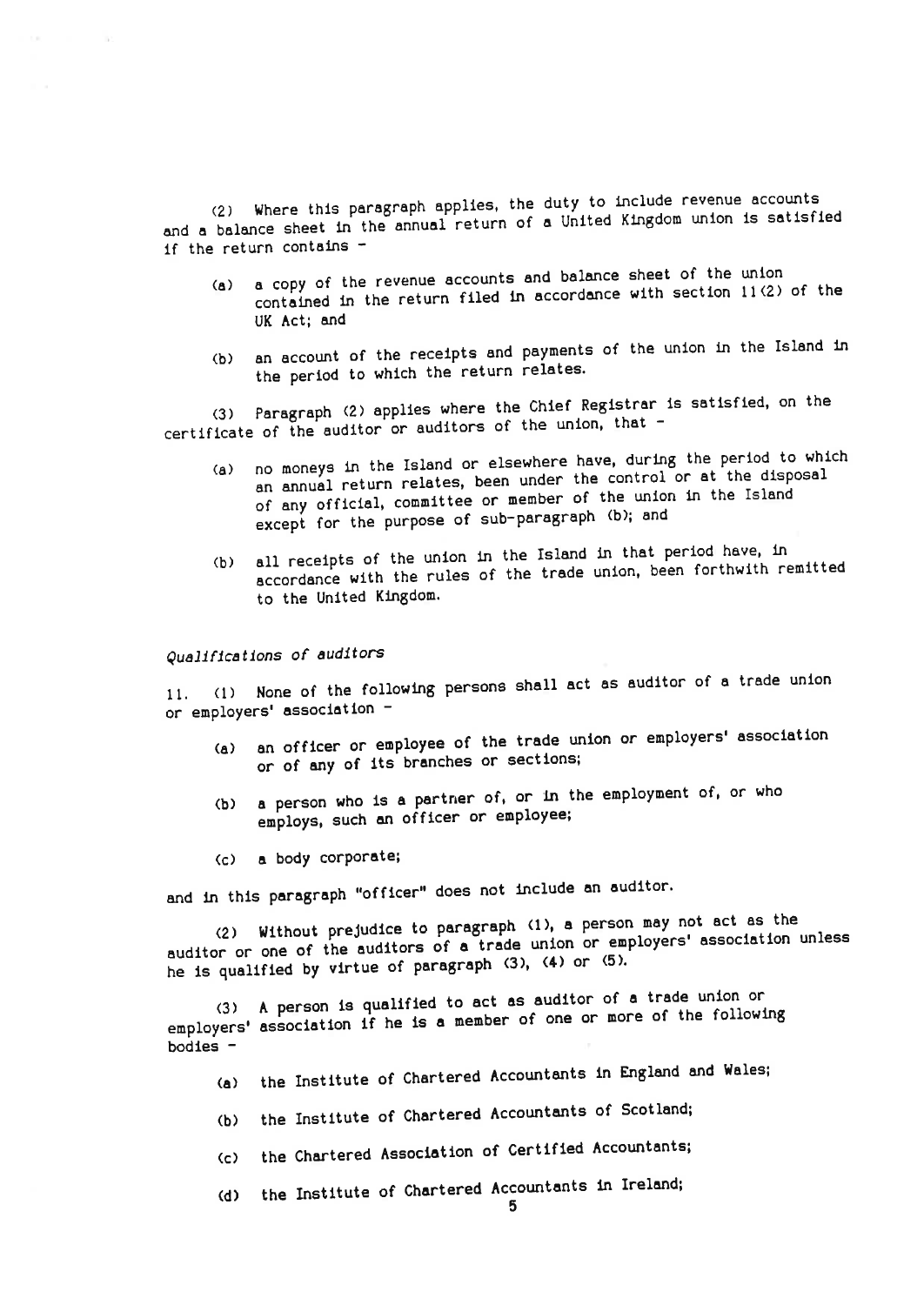(2) Where this paragraph applies, the duty to include revenue accounts and a balance sheet in the annual return of a United Kingdom union is satisfied if the return contains -

(a) a copy of the revenue accounts and balance sheet of the union contained in the return filed in accordance with section 11(2) of the UK Act; and

(b) an account of the receipts and payments of the union in the Island in the period to which the return relates.

(3) Paragraph (2) applies where the Chief Registrar is satisfied, on the certificate of the auditor or auditors of the union, that -

(a) no moneys in the Island or elsewhere have, during the period to which an annual return relates, been under the control or at the disposal of any official, committee or member of the union in the Island except for the purpose of sub-paragraph (b); and

(b) all receipts of the union in the Island in that period have, in accordance with the rules of the trade union, been forthwith remitted to the United Kingdom.

*Qualifications of auditors*

11. (1) None of the following persons shall act as auditor of a trade union or employers' association -

(a) an officer or employee of the trade union or employers' association or of any of its branches or sections;

(b) a person who is a partner of, or in the employment of, or who employs, such an officer or employee;

(c) a body corporate;

and in this paragraph "officer" does not include an auditor.

(2) Without prejudice to paragraph (1), a person may not act as the auditor or one of the auditors of a trade union or employers' association unless he is qualified by virtue of paragraph (3), (4) or (5).

(3) A person is qualified to act as auditor of a trade union or employers' association if he is a member of one or more of the following bodies -

(a) the Institute of Chartered Accountants in England and Wales;

(b) the Institute of Chartered Accountants of Scotland;

(c) the Chartered Association of Certified Accountants;

(d) the Institute of Chartered Accountants in Ireland;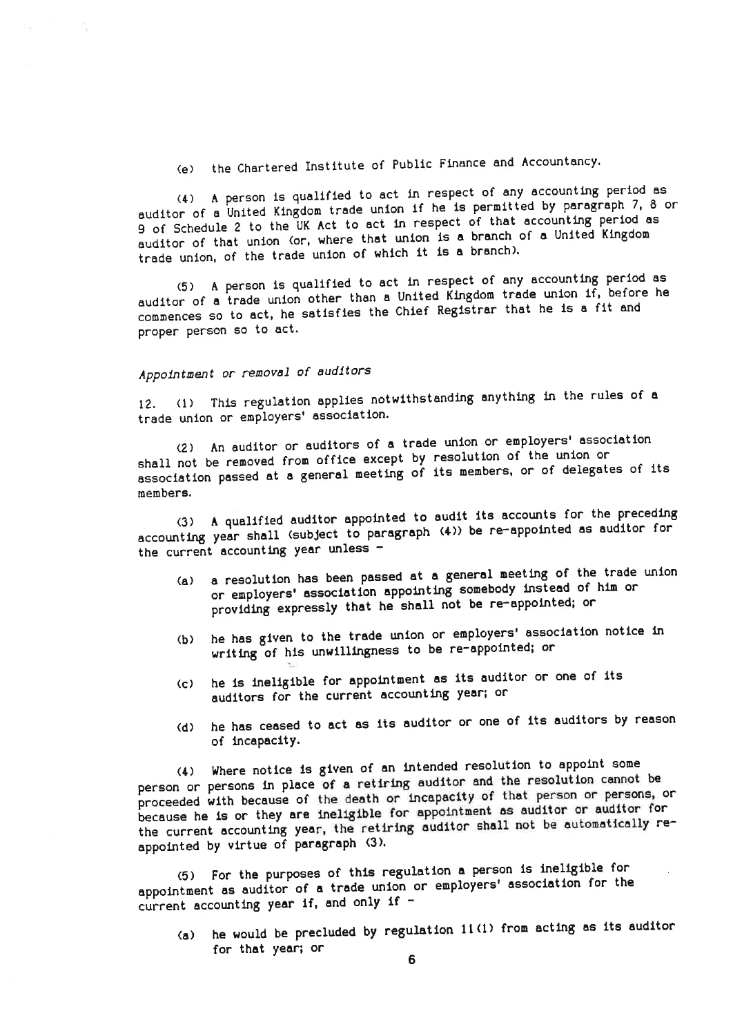(e) the Chartered Institute of Public Finance and Accountancy.

(4) A person is qualified to act in respect of any accounting period as auditor of a United Kingdom trade union if he is permitted by paragraph 7, 8 or 9 of Schedule 2 to the UK Act to act in respect of that accounting period as auditor of that union (or, where that union is a branch of a United Kingdom trade union, of the trade union of which it is a branch).

(5) A person is qualified to act in respect of any accounting period as auditor of a trade union other than a United Kingdom trade union if, before he commences so to act, he satisfies the Chief Registrar that he is a fit and proper person so to act.

*Appointment or removal of auditors*

12. (1) This regulation applies notwithstanding anything in the rules of a trade union or employers' association.

(2) An auditor or auditors of a trade union or employers' association shall not be removed from office except by resolution of the union or association passed at a general meeting of its members, or of delegates of its members.

(3) A qualified auditor appointed to audit its accounts for the preceding accounting year shall (subject to paragraph (4)) be re-appointed as auditor for the current accounting year unless -

(a) a resolution has been passed at a general meeting of the trade union or employers' association appointing somebody instead of him or providing expressly that he shall not be re-appointed; or

(b) he has given to the trade union or employers' association notice in writing of his unwillingness to be re-appointed; or

(c) he is ineligible for appointment as its auditor or one of its auditors for the current accounting year; or

(d) he has ceased to act as its auditor or one of its auditors by reason of incapacity.

(4) Where notice is given of an intended resolution to appoint some person or persons in place of a retiring auditor and the resolution cannot be proceeded with because of the death or incapacity of that person or persons, or because he is or they are ineligible for appointment as auditor or auditor for the current accounting year, the retiring auditor shall not be automatically re-appointed by virtue of paragraph (3).

(5) For the purposes of this regulation a person is ineligible for appointment as auditor of a trade union or employers' association for the current accounting year if, and only if -

(a) he would be precluded by regulation 11(1) from acting as its auditor for that year; or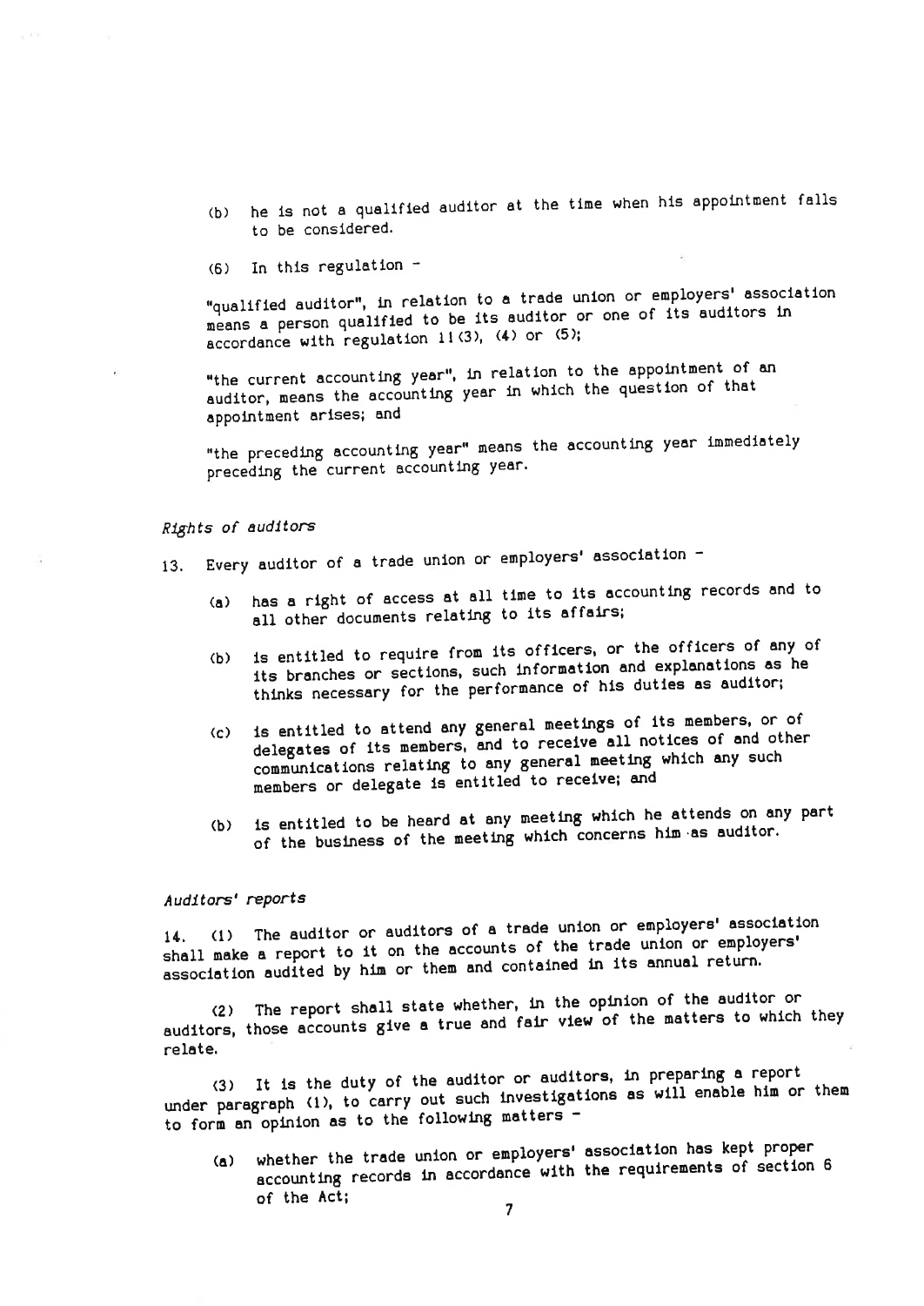(b) he is not a qualified auditor at the time when his appointment falls to be considered.

(6) In this regulation -

"qualified auditor", in relation to a trade union or employers' association means a person qualified to be its auditor or one of its auditors in accordance with regulation 11(3), (4) or (5);

"the current accounting year", in relation to the appointment of an auditor, means the accounting year in which the question of that appointment arises; and

"the preceding accounting year" means the accounting year immediately preceding the current accounting year.

*Rights of auditors*

13. Every auditor of a trade union or employers' association -

(a) has a right of access at all time to its accounting records and to all other documents relating to its affairs;

(b) is entitled to require from its officers, or the officers of any of its branches or sections, such information and explanations as he thinks necessary for the performance of his duties as auditor;

(c) is entitled to attend any general meetings of its members, or of delegates of its members, and to receive all notices of and other communications relating to any general meeting which any such members or delegate is entitled to receive; and

(b) is entitled to be heard at any meeting which he attends on any part of the business of the meeting which concerns him as auditor.

*Auditors' reports*

14. (1) The auditor or auditors of a trade union or employers' association shall make a report to it on the accounts of the trade union or employers' association audited by him or them and contained in its annual return.

(2) The report shall state whether, in the opinion of the auditor or auditors, those accounts give a true and fair view of the matters to which they relate.

(3) It is the duty of the auditor or auditors, in preparing a report under paragraph (1), to carry out such investigations as will enable him or them to form an opinion as to the following matters -

(a) whether the trade union or employers' association has kept proper accounting records in accordance with the requirements of section 6 of the Act;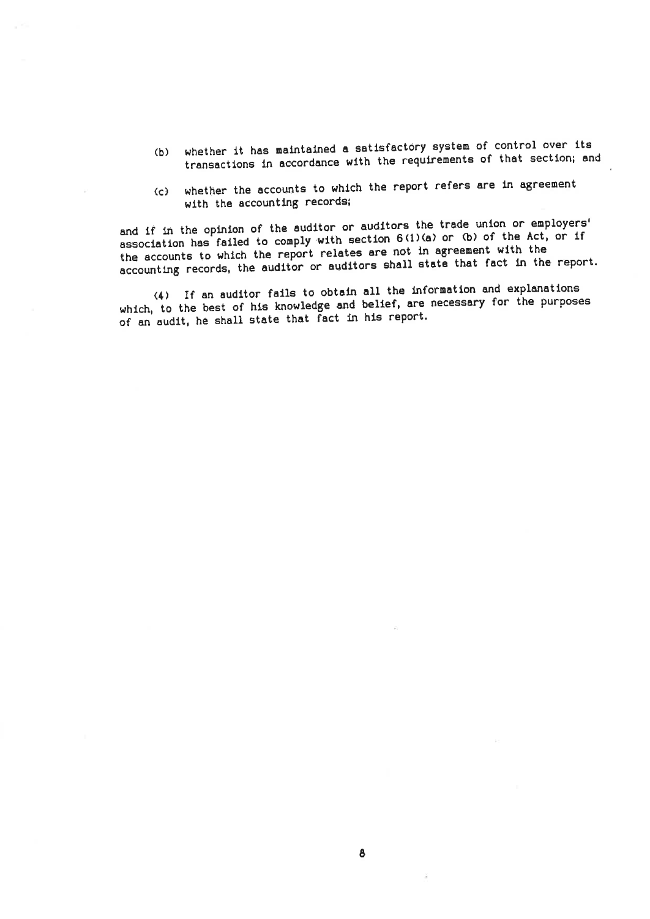(b) whether it has maintained a satisfactory system of control over its transactions in accordance with the requirements of that section; and

(c) whether the accounts to which the report refers are in agreement with the accounting records;

and if in the opinion of the auditor or auditors the trade union or employers' association has failed to comply with section 6(1)(a) or (b) of the Act, or if the accounts to which the report relates are not in agreement with the accounting records, the auditor or auditors shall state that fact in the report.

(4) If an auditor fails to obtain all the information and explanations which, to the best of his knowledge and belief, are necessary for the purposes of an audit, he shall state that fact in his report.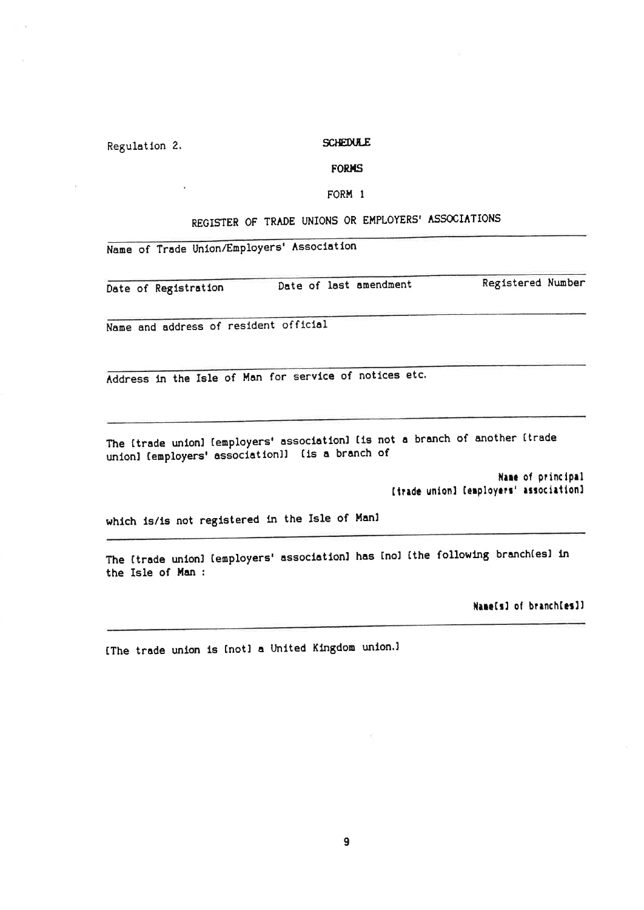Regulation 2.

## SCHEDULE

## FORMS

### FORM 1

### REGISTER OF TRADE UNIONS OR EMPLOYERS' ASSOCIATIONS

---

Name of Trade Union/Employers' Association

---

Date of Registration | Date of last amendment | Registered Number

---

Name and address of resident official

---

Address in the Isle of Man for service of notices etc.

---

The [trade union] [employers' association] [is not a branch of another [trade union] [employers' association]] [is a branch of

**Name of principal [trade union] [employers' association]**

which is/is not registered in the Isle of Man]

---

The [trade union] [employers' association] has [no] [the following branch(es] in the Isle of Man :

**Name[s] of branch[es]]**

---

[The trade union is [not] a United Kingdom union.]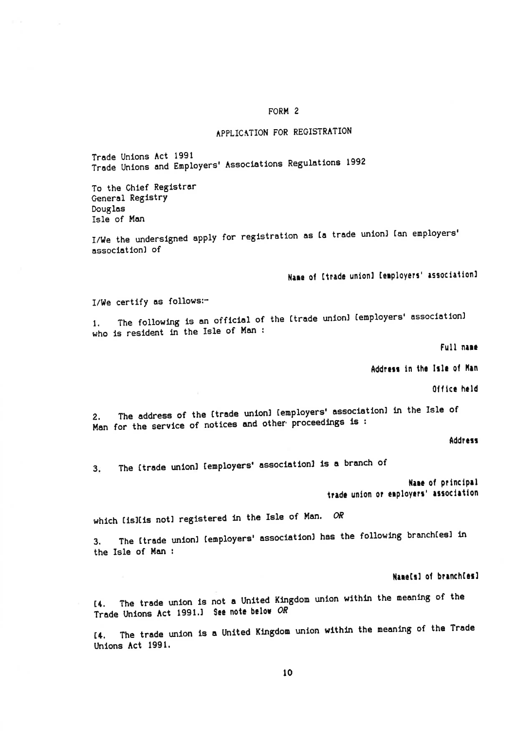FORM 2

APPLICATION FOR REGISTRATION

Trade Unions Act 1991
Trade Unions and Employers' Associations Regulations 1992

To the Chief Registrar
General Registry
Douglas
Isle of Man

I/We the undersigned apply for registration as [a trade union] [an employers' association] of

**Name of [trade union] [employers' association]**

I/We certify as follows:-

1. The following is an official of the [trade union] [employers' association] who is resident in the Isle of Man :

**Full name**

**Address in the Isle of Man**

**Office held**

2. The address of the [trade union] [employers' association] in the Isle of Man for the service of notices and other proceedings is :

**Address**

3. The [trade union] [employers' association] is a branch of

**Name of principal trade union or employers' association**

which [is][is not] registered in the Isle of Man. *OR*

3. The [trade union] [employers' association] has the following branch[es] in the Isle of Man :

**Name[s] of branch[es]**

[4. The trade union is not a United Kingdom union within the meaning of the Trade Unions Act 1991.] **See note below** *OR*

[4. The trade union is a United Kingdom union within the meaning of the Trade Unions Act 1991.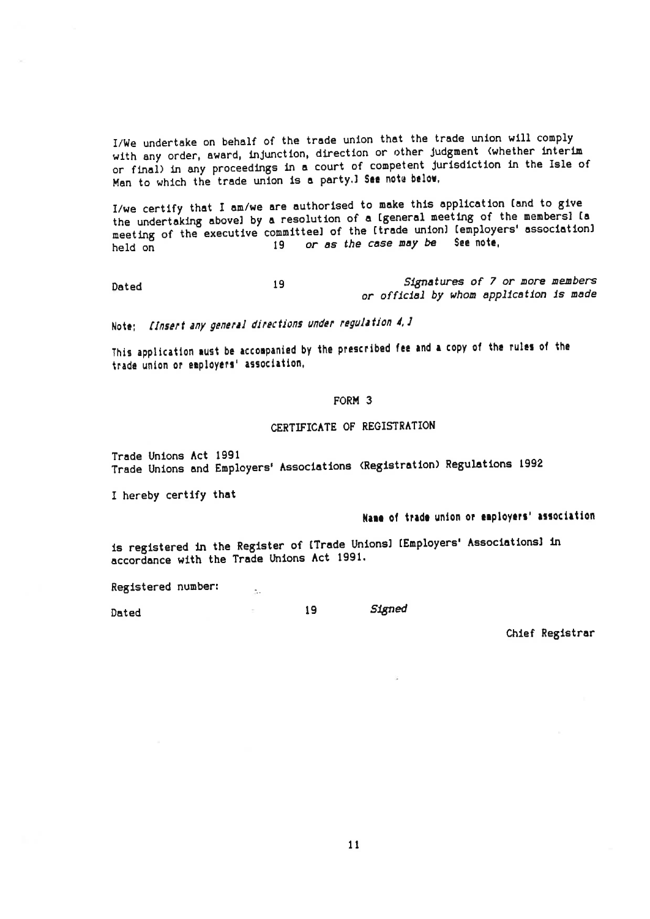I/We undertake on behalf of the trade union that the trade union will comply with any order, award, injunction, direction or other judgment (whether interim or final) in any proceedings in a court of competent jurisdiction in the Isle of Man to which the trade union is a party.] See note below.

I/we certify that I am/we are authorised to make this application [and to give the undertaking above] by a resolution of a [general meeting of the members] [a meeting of the executive committee] of the [trade union] [employers' association] held on 19 *or as the case may be* See note.

Dated 19 *Signatures of 7 or more members or official by whom application is made*

Note: *[Insert any general directions under regulation 4.]*

This application must be accompanied by the prescribed fee and a copy of the rules of the trade union or employers' association.

## FORM 3

## CERTIFICATE OF REGISTRATION

Trade Unions Act 1991
Trade Unions and Employers' Associations (Registration) Regulations 1992

I hereby certify that

Name of trade union or employers' association

is registered in the Register of [Trade Unions] [Employers' Associations] in accordance with the Trade Unions Act 1991.

Registered number:

Dated 19 *Signed*

Chief Registrar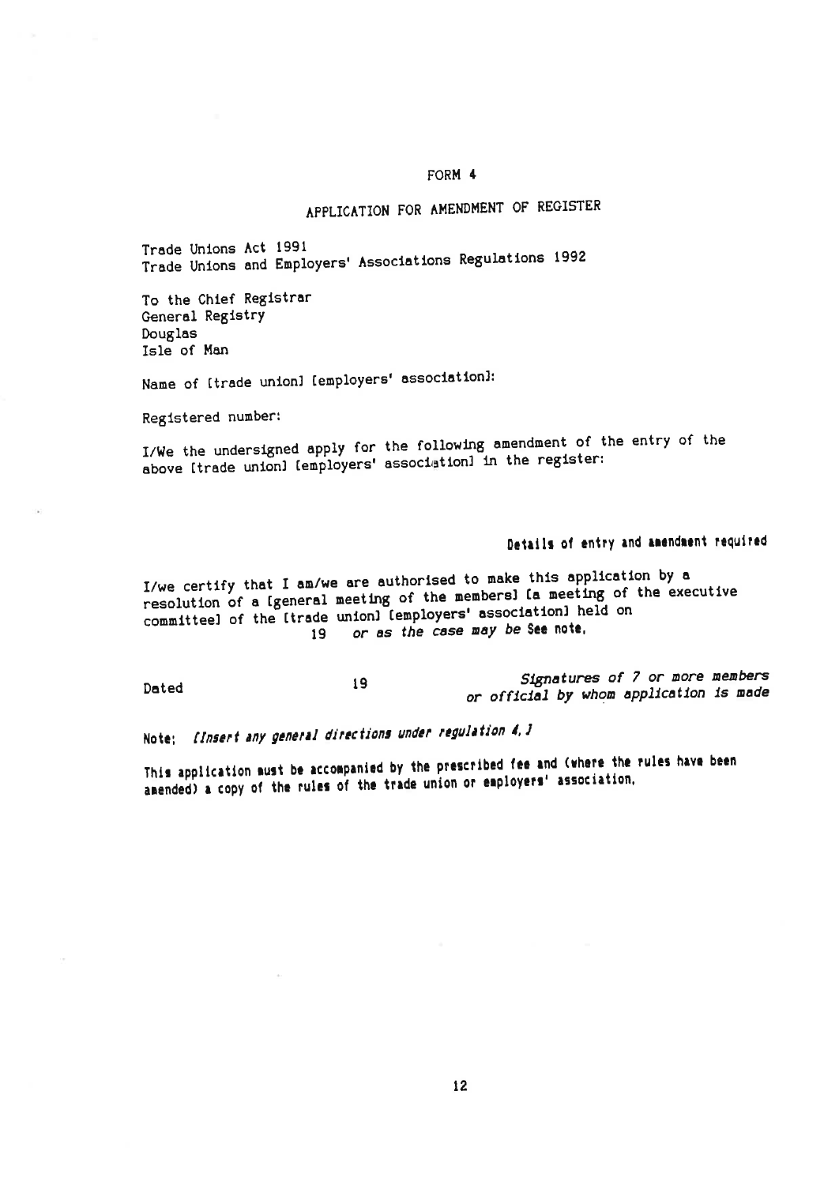# FORM 4

## APPLICATION FOR AMENDMENT OF REGISTER

Trade Unions Act 1991
Trade Unions and Employers' Associations Regulations 1992

To the Chief Registrar
General Registry
Douglas
Isle of Man

Name of [trade union] [employers' association]:

Registered number:

I/We the undersigned apply for the following amendment of the entry of the above [trade union] [employers' association] in the register:

**Details of entry and amendment required**

I/we certify that I am/we are authorised to make this application by a resolution of a [general meeting of the members] [a meeting of the executive committee] of the [trade union] [employers' association] held on
19 *or as the case may be* **See note.**

Dated 19 *Signatures of 7 or more members or official by whom application is made*

**Note:** ***[Insert any general directions under regulation 4.]***

**This application must be accompanied by the prescribed fee and (where the rules have been amended) a copy of the rules of the trade union or employers' association.**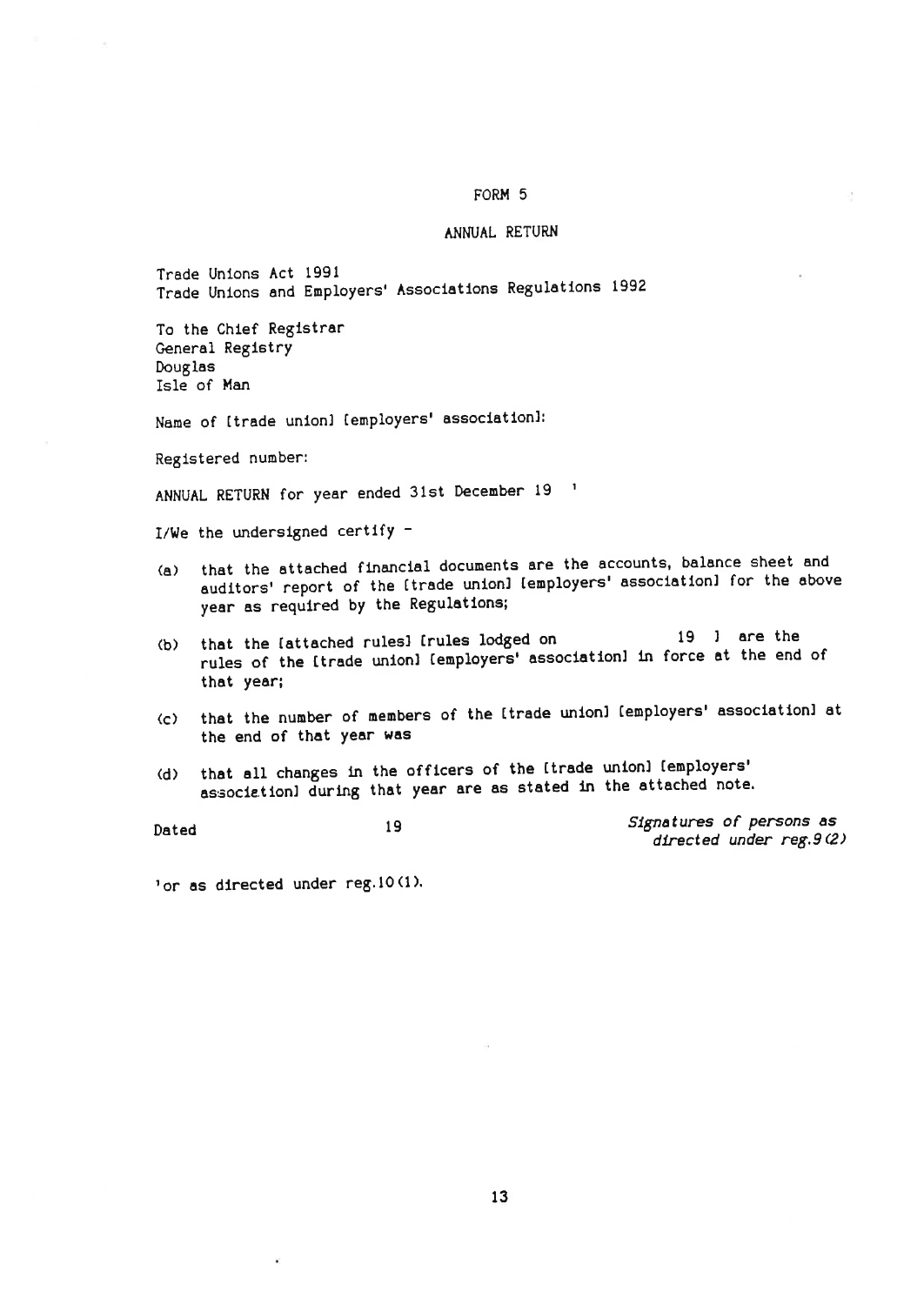# FORM 5

## ANNUAL RETURN

Trade Unions Act 1991
Trade Unions and Employers' Associations Regulations 1992

To the Chief Registrar
General Registry
Douglas
Isle of Man

Name of [trade union] [employers' association]:

Registered number:

ANNUAL RETURN for year ended 31st December 19 [1]

I/We the undersigned certify -

(a) that the attached financial documents are the accounts, balance sheet and auditors' report of the [trade union] [employers' association] for the above year as required by the Regulations;

(b) that the [attached rules] [rules lodged on 19 ] are the rules of the [trade union] [employers' association] in force at the end of that year;

(c) that the number of members of the [trade union] [employers' association] at the end of that year was

(d) that all changes in the officers of the [trade union] [employers' association] during that year are as stated in the attached note.

Dated 19

*Signatures of persons as directed under reg.9(2)*

[1] or as directed under reg.10(1).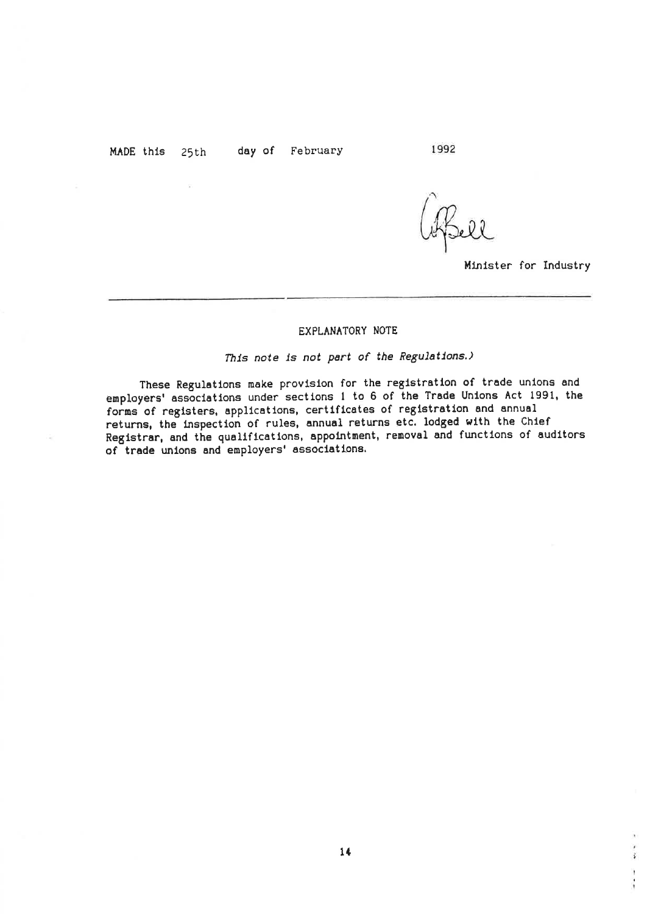MADE this 25th day of February 1992

Minister for Industry

---

EXPLANATORY NOTE

*This note is not part of the Regulations.)*

These Regulations make provision for the registration of trade unions and employers' associations under sections 1 to 6 of the Trade Unions Act 1991, the forms of registers, applications, certificates of registration and annual returns, the inspection of rules, annual returns etc. lodged with the Chief Registrar, and the qualifications, appointment, removal and functions of auditors of trade unions and employers' associations.